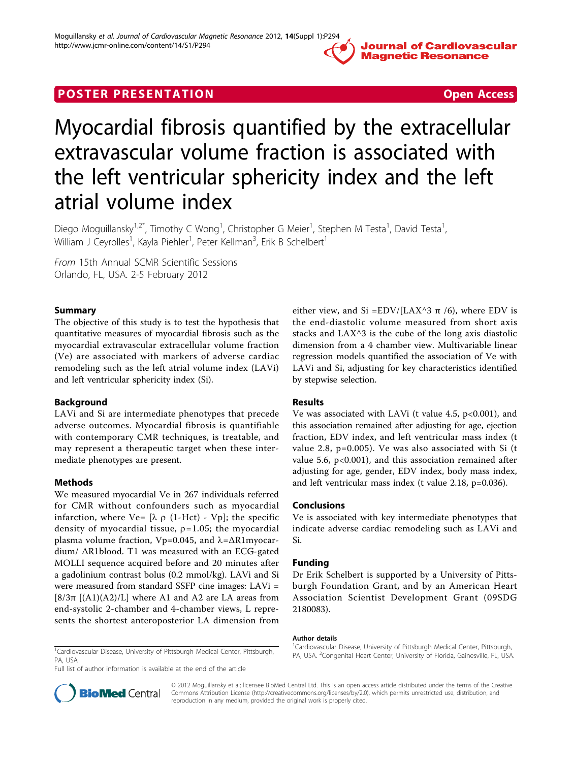POSTER PRESENTATION

Open Access

# Myocardial fibrosis quantified by the extracellular extravascular volume fraction is associated with the left ventricular sphericity index and the left atrial volume index

Diego Moguillansky[1,2*], Timothy C Wong[1], Christopher G Meier[1], Stephen M Testa[1], David Testa[1], William J Ceyrolles[1], Kayla Piehler[1], Peter Kellman[3], Erik B Schelbert[1]

*From* 15th Annual SCMR Scientific Sessions
Orlando, FL, USA. 2-5 February 2012

## Summary

The objective of this study is to test the hypothesis that quantitative measures of myocardial fibrosis such as the myocardial extravascular extracellular volume fraction (Ve) are associated with markers of adverse cardiac remodeling such as the left atrial volume index (LAVi) and left ventricular sphericity index (Si).

## Background

LAVi and Si are intermediate phenotypes that precede adverse outcomes. Myocardial fibrosis is quantifiable with contemporary CMR techniques, is treatable, and may represent a therapeutic target when these intermediate phenotypes are present.

## Methods

We measured myocardial Ve in 267 individuals referred for CMR without confounders such as myocardial infarction, where Ve= $[\lambda\ \rho\ (1\text{-Hct})\ \text{-}\ Vp]$; the specific density of myocardial tissue, $\rho$=1.05; the myocardial plasma volume fraction, Vp=0.045, and $\lambda=\Delta R1_{myocardium}/\ \Delta R1_{blood}$. T1 was measured with an ECG-gated MOLLI sequence acquired before and 20 minutes after a gadolinium contrast bolus (0.2 mmol/kg). LAVi and Si were measured from standard SSFP cine images: LAVi = $[8/3\pi\ [(A1)(A2)/L]$ where A1 and A2 are LA areas from end-systolic 2-chamber and 4-chamber views, L represents the shortest anteroposterior LA dimension from either view, and Si =EDV/[LAX^3 $\pi$ /6), where EDV is the end-diastolic volume measured from short axis stacks and LAX^3 is the cube of the long axis diastolic dimension from a 4 chamber view. Multivariable linear regression models quantified the association of Ve with LAVi and Si, adjusting for key characteristics identified by stepwise selection.

## Results

Ve was associated with LAVi (t value 4.5, $p<0.001$), and this association remained after adjusting for age, ejection fraction, EDV index, and left ventricular mass index (t value 2.8, $p=0.005$). Ve was also associated with Si (t value 5.6, $p<0.001$), and this association remained after adjusting for age, gender, EDV index, body mass index, and left ventricular mass index (t value 2.18, $p=0.036$).

## Conclusions

Ve is associated with key intermediate phenotypes that indicate adverse cardiac remodeling such as LAVi and Si.

## Funding

Dr Erik Schelbert is supported by a University of Pittsburgh Foundation Grant, and by an American Heart Association Scientist Development Grant (09SDG 2180083).

### Author details

[1]Cardiovascular Disease, University of Pittsburgh Medical Center, Pittsburgh, PA, USA. [2]Congenital Heart Center, University of Florida, Gainesville, FL, USA.

[1]Cardiovascular Disease, University of Pittsburgh Medical Center, Pittsburgh, PA, USA

Full list of author information is available at the end of the article

© 2012 Moguillansky et al; licensee BioMed Central Ltd. This is an open access article distributed under the terms of the Creative Commons Attribution License (http://creativecommons.org/licenses/by/2.0), which permits unrestricted use, distribution, and reproduction in any medium, provided the original work is properly cited.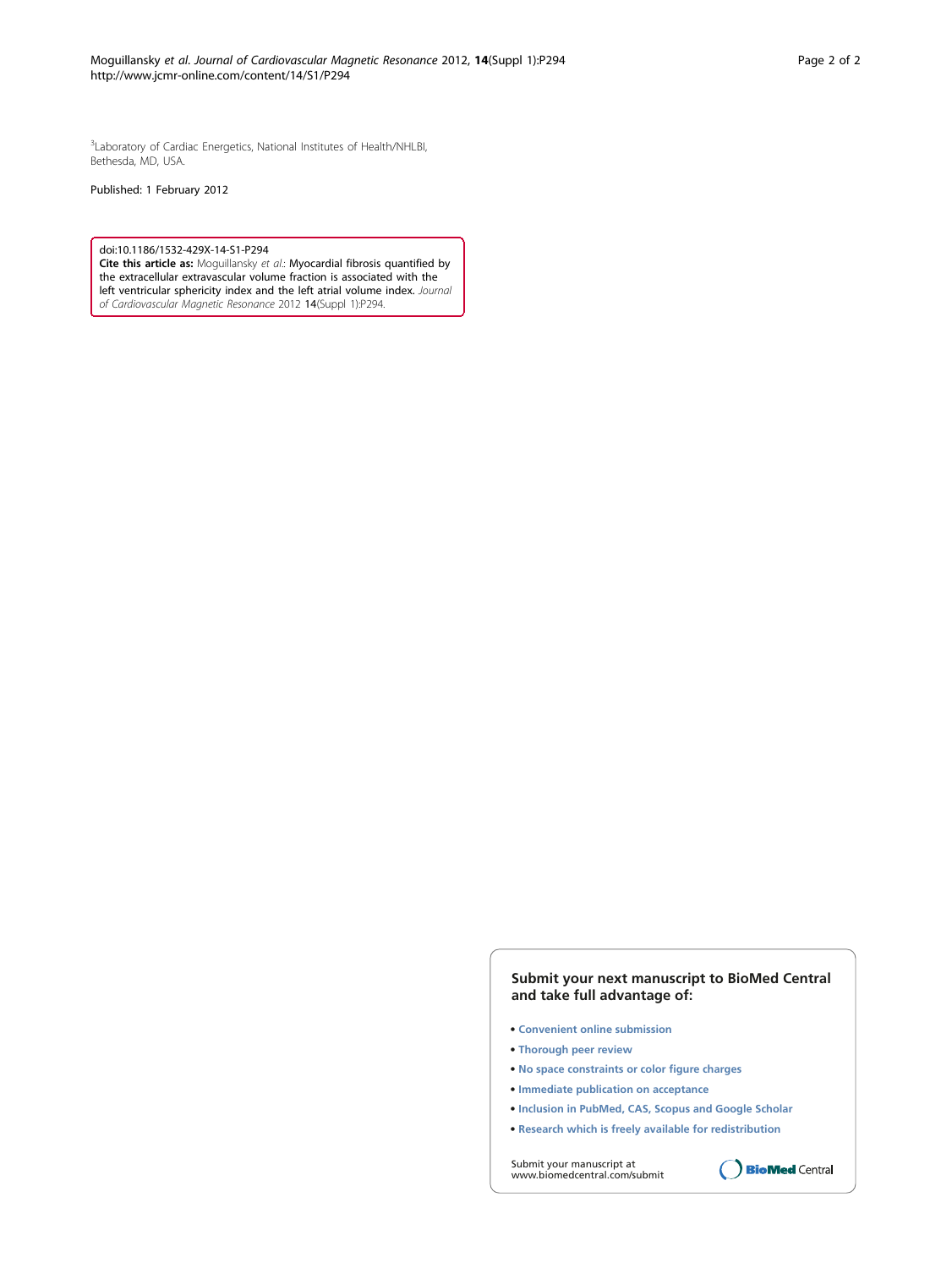[3]Laboratory of Cardiac Energetics, National Institutes of Health/NHLBI, Bethesda, MD, USA.

Published: 1 February 2012

doi:10.1186/1532-429X-14-S1-P294

**Cite this article as:** Moguillansky *et al.*: Myocardial fibrosis quantified by the extracellular extravascular volume fraction is associated with the left ventricular sphericity index and the left atrial volume index. *Journal of Cardiovascular Magnetic Resonance* 2012 **14**(Suppl 1):P294.

**Submit your next manuscript to BioMed Central and take full advantage of:**

- **Convenient online submission**
- **Thorough peer review**
- **No space constraints or color figure charges**
- **Immediate publication on acceptance**
- **Inclusion in PubMed, CAS, Scopus and Google Scholar**
- **Research which is freely available for redistribution**

Submit your manuscript at www.biomedcentral.com/submit

BioMed Central